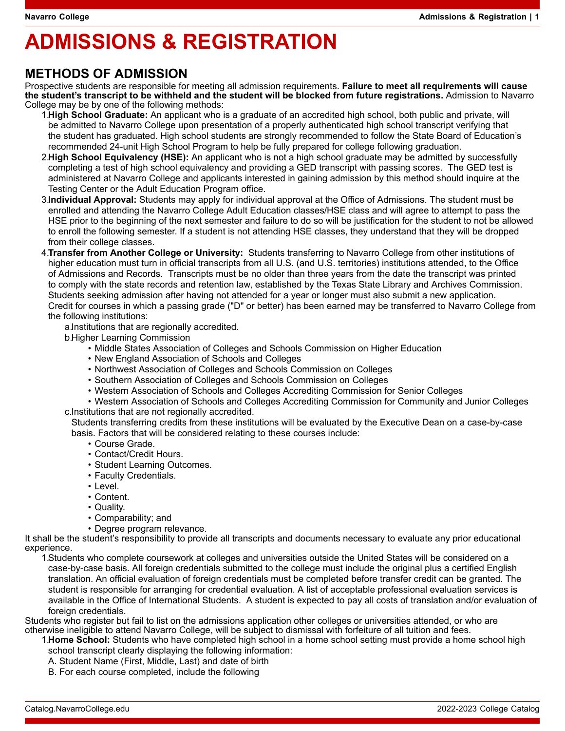# ADMISSIONS & REGISTRATION

## METHODS OF ADMISSION

Prospective students are responsible for meeting all admission requirements. **Failure to meet all requirements will cause the student's transcript to be withheld and the student will be blocked from future registrations.** Admission to Navarro College may be by one of the following methods:

1. **High School Graduate:** An applicant who is a graduate of an accredited high school, both public and private, will be admitted to Navarro College upon presentation of a properly authenticated high school transcript verifying that the student has graduated. High school students are strongly recommended to follow the State Board of Education's recommended 24-unit High School Program to help be fully prepared for college following graduation.
2. **High School Equivalency (HSE):** An applicant who is not a high school graduate may be admitted by successfully completing a test of high school equivalency and providing a GED transcript with passing scores. The GED test is administered at Navarro College and applicants interested in gaining admission by this method should inquire at the Testing Center or the Adult Education Program office.
3. **Individual Approval:** Students may apply for individual approval at the Office of Admissions. The student must be enrolled and attending the Navarro College Adult Education classes/HSE class and will agree to attempt to pass the HSE prior to the beginning of the next semester and failure to do so will be justification for the student to not be allowed to enroll the following semester. If a student is not attending HSE classes, they understand that they will be dropped from their college classes.
4. **Transfer from Another College or University:** Students transferring to Navarro College from other institutions of higher education must turn in official transcripts from all U.S. (and U.S. territories) institutions attended, to the Office of Admissions and Records. Transcripts must be no older than three years from the date the transcript was printed to comply with the state records and retention law, established by the Texas State Library and Archives Commission. Students seeking admission after having not attended for a year or longer must also submit a new application. Credit for courses in which a passing grade ("D" or better) has been earned may be transferred to Navarro College from the following institutions:
   a. Institutions that are regionally accredited.
   b. Higher Learning Commission
      - Middle States Association of Colleges and Schools Commission on Higher Education
      - New England Association of Schools and Colleges
      - Northwest Association of Colleges and Schools Commission on Colleges
      - Southern Association of Colleges and Schools Commission on Colleges
      - Western Association of Schools and Colleges Accrediting Commission for Senior Colleges
      - Western Association of Schools and Colleges Accrediting Commission for Community and Junior Colleges

   c. Institutions that are not regionally accredited.
      Students transferring credits from these institutions will be evaluated by the Executive Dean on a case-by-case basis. Factors that will be considered relating to these courses include:
      - Course Grade.
      - Contact/Credit Hours.
      - Student Learning Outcomes.
      - Faculty Credentials.
      - Level.
      - Content.
      - Quality.
      - Comparability; and
      - Degree program relevance.

It shall be the student's responsibility to provide all transcripts and documents necessary to evaluate any prior educational experience.

1. Students who complete coursework at colleges and universities outside the United States will be considered on a case-by-case basis. All foreign credentials submitted to the college must include the original plus a certified English translation. An official evaluation of foreign credentials must be completed before transfer credit can be granted. The student is responsible for arranging for credential evaluation. A list of acceptable professional evaluation services is available in the Office of International Students. A student is expected to pay all costs of translation and/or evaluation of foreign credentials.

Students who register but fail to list on the admissions application other colleges or universities attended, or who are otherwise ineligible to attend Navarro College, will be subject to dismissal with forfeiture of all tuition and fees.

1. **Home School:** Students who have completed high school in a home school setting must provide a home school high school transcript clearly displaying the following information:
   A. Student Name (First, Middle, Last) and date of birth
   B. For each course completed, include the following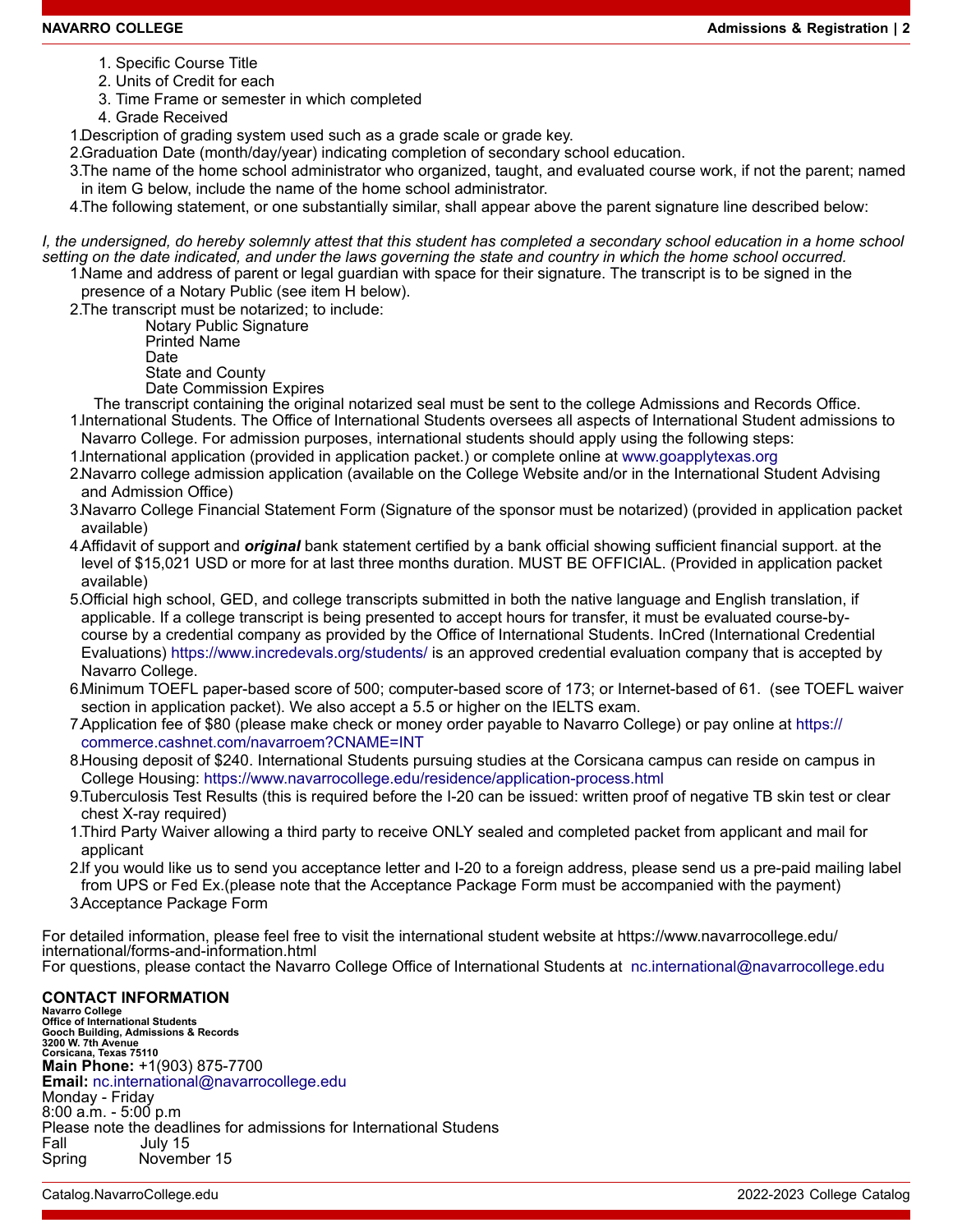1. Specific Course Title
2. Units of Credit for each
3. Time Frame or semester in which completed
4. Grade Received

1. Description of grading system used such as a grade scale or grade key.
2. Graduation Date (month/day/year) indicating completion of secondary school education.
3. The name of the home school administrator who organized, taught, and evaluated course work, if not the parent; named in item G below, include the name of the home school administrator.
4. The following statement, or one substantially similar, shall appear above the parent signature line described below:

*I, the undersigned, do hereby solemnly attest that this student has completed a secondary school education in a home school setting on the date indicated, and under the laws governing the state and country in which the home school occurred.*

1. Name and address of parent or legal guardian with space for their signature. The transcript is to be signed in the presence of a Notary Public (see item H below).
2. The transcript must be notarized; to include:
   - Notary Public Signature
   - Printed Name
   - Date
   - State and County
   - Date Commission Expires

   The transcript containing the original notarized seal must be sent to the college Admissions and Records Office.

1. International Students. The Office of International Students oversees all aspects of International Student admissions to Navarro College. For admission purposes, international students should apply using the following steps:

1. International application (provided in application packet.) or complete online at www.goapplytexas.org
2. Navarro college admission application (available on the College Website and/or in the International Student Advising and Admission Office)
3. Navarro College Financial Statement Form (Signature of the sponsor must be notarized) (provided in application packet available)
4. Affidavit of support and ***original*** bank statement certified by a bank official showing sufficient financial support. at the level of $15,021 USD or more for at last three months duration. MUST BE OFFICIAL. (Provided in application packet available)
5. Official high school, GED, and college transcripts submitted in both the native language and English translation, if applicable. If a college transcript is being presented to accept hours for transfer, it must be evaluated course-by-course by a credential company as provided by the Office of International Students. InCred (International Credential Evaluations) https://www.incredevals.org/students/ is an approved credential evaluation company that is accepted by Navarro College.
6. Minimum TOEFL paper-based score of 500; computer-based score of 173; or Internet-based of 61. (see TOEFL waiver section in application packet). We also accept a 5.5 or higher on the IELTS exam.
7. Application fee of $80 (please make check or money order payable to Navarro College) or pay online at https://commerce.cashnet.com/navarroem?CNAME=INT
8. Housing deposit of $240. International Students pursuing studies at the Corsicana campus can reside on campus in College Housing: https://www.navarrocollege.edu/residence/application-process.html
9. Tuberculosis Test Results (this is required before the I-20 can be issued: written proof of negative TB skin test or clear chest X-ray required)

1. Third Party Waiver allowing a third party to receive ONLY sealed and completed packet from applicant and mail for applicant
2. If you would like us to send you acceptance letter and I-20 to a foreign address, please send us a pre-paid mailing label from UPS or Fed Ex.(please note that the Acceptance Package Form must be accompanied with the payment)
3. Acceptance Package Form

For detailed information, please feel free to visit the international student website at https://www.navarrocollege.edu/international/forms-and-information.html
For questions, please contact the Navarro College Office of International Students at nc.international@navarrocollege.edu

## CONTACT INFORMATION

**Navarro College**
**Office of International Students**
**Gooch Building, Admissions & Records**
**3200 W. 7th Avenue**
**Corsicana, Texas 75110**

**Main Phone:** +1(903) 875-7700
**Email:** nc.international@navarrocollege.edu
Monday - Friday
8:00 a.m. - 5:00 p.m
Please note the deadlines for admissions for International Studens

| | |
|---|---|
| Fall | July 15 |
| Spring | November 15 |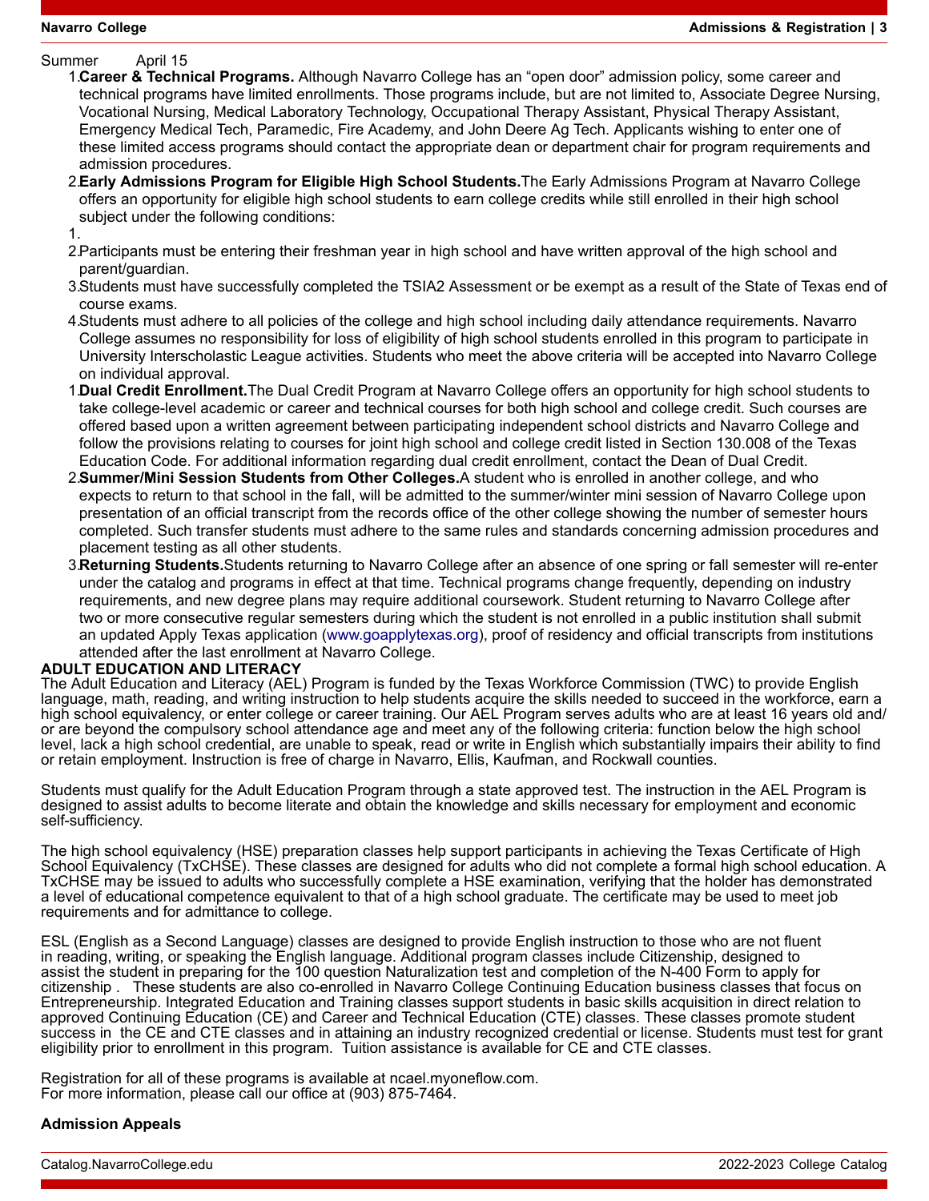Summer April 15

1. **Career & Technical Programs.** Although Navarro College has an "open door" admission policy, some career and technical programs have limited enrollments. Those programs include, but are not limited to, Associate Degree Nursing, Vocational Nursing, Medical Laboratory Technology, Occupational Therapy Assistant, Physical Therapy Assistant, Emergency Medical Tech, Paramedic, Fire Academy, and John Deere Ag Tech. Applicants wishing to enter one of these limited access programs should contact the appropriate dean or department chair for program requirements and admission procedures.
2. **Early Admissions Program for Eligible High School Students.** The Early Admissions Program at Navarro College offers an opportunity for eligible high school students to earn college credits while still enrolled in their high school subject under the following conditions:

1. 
2. Participants must be entering their freshman year in high school and have written approval of the high school and parent/guardian.
3. Students must have successfully completed the TSIA2 Assessment or be exempt as a result of the State of Texas end of course exams.
4. Students must adhere to all policies of the college and high school including daily attendance requirements. Navarro College assumes no responsibility for loss of eligibility of high school students enrolled in this program to participate in University Interscholastic League activities. Students who meet the above criteria will be accepted into Navarro College on individual approval.

1. **Dual Credit Enrollment.** The Dual Credit Program at Navarro College offers an opportunity for high school students to take college-level academic or career and technical courses for both high school and college credit. Such courses are offered based upon a written agreement between participating independent school districts and Navarro College and follow the provisions relating to courses for joint high school and college credit listed in Section 130.008 of the Texas Education Code. For additional information regarding dual credit enrollment, contact the Dean of Dual Credit.
2. **Summer/Mini Session Students from Other Colleges.** A student who is enrolled in another college, and who expects to return to that school in the fall, will be admitted to the summer/winter mini session of Navarro College upon presentation of an official transcript from the records office of the other college showing the number of semester hours completed. Such transfer students must adhere to the same rules and standards concerning admission procedures and placement testing as all other students.
3. **Returning Students.** Students returning to Navarro College after an absence of one spring or fall semester will re-enter under the catalog and programs in effect at that time. Technical programs change frequently, depending on industry requirements, and new degree plans may require additional coursework. Student returning to Navarro College after two or more consecutive regular semesters during which the student is not enrolled in a public institution shall submit an updated Apply Texas application (www.goapplytexas.org), proof of residency and official transcripts from institutions attended after the last enrollment at Navarro College.

**ADULT EDUCATION AND LITERACY**

The Adult Education and Literacy (AEL) Program is funded by the Texas Workforce Commission (TWC) to provide English language, math, reading, and writing instruction to help students acquire the skills needed to succeed in the workforce, earn a high school equivalency, or enter college or career training. Our AEL Program serves adults who are at least 16 years old and/or are beyond the compulsory school attendance age and meet any of the following criteria: function below the high school level, lack a high school credential, are unable to speak, read or write in English which substantially impairs their ability to find or retain employment. Instruction is free of charge in Navarro, Ellis, Kaufman, and Rockwall counties.

Students must qualify for the Adult Education Program through a state approved test. The instruction in the AEL Program is designed to assist adults to become literate and obtain the knowledge and skills necessary for employment and economic self-sufficiency.

The high school equivalency (HSE) preparation classes help support participants in achieving the Texas Certificate of High School Equivalency (TxCHSE). These classes are designed for adults who did not complete a formal high school education. A TxCHSE may be issued to adults who successfully complete a HSE examination, verifying that the holder has demonstrated a level of educational competence equivalent to that of a high school graduate. The certificate may be used to meet job requirements and for admittance to college.

ESL (English as a Second Language) classes are designed to provide English instruction to those who are not fluent in reading, writing, or speaking the English language. Additional program classes include Citizenship, designed to assist the student in preparing for the 100 question Naturalization test and completion of the N-400 Form to apply for citizenship . These students are also co-enrolled in Navarro College Continuing Education business classes that focus on Entrepreneurship. Integrated Education and Training classes support students in basic skills acquisition in direct relation to approved Continuing Education (CE) and Career and Technical Education (CTE) classes. These classes promote student success in the CE and CTE classes and in attaining an industry recognized credential or license. Students must test for grant eligibility prior to enrollment in this program. Tuition assistance is available for CE and CTE classes.

Registration for all of these programs is available at ncael.myoneflow.com.
For more information, please call our office at (903) 875-7464.

**Admission Appeals**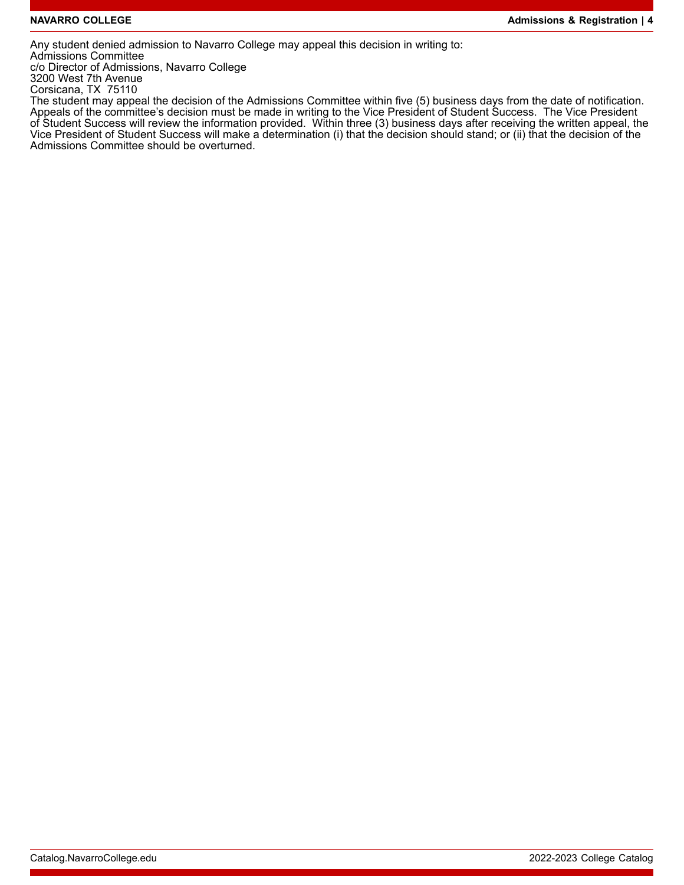Any student denied admission to Navarro College may appeal this decision in writing to:
Admissions Committee
c/o Director of Admissions, Navarro College
3200 West 7th Avenue
Corsicana, TX  75110
The student may appeal the decision of the Admissions Committee within five (5) business days from the date of notification. Appeals of the committee's decision must be made in writing to the Vice President of Student Success.  The Vice President of Student Success will review the information provided.  Within three (3) business days after receiving the written appeal, the Vice President of Student Success will make a determination (i) that the decision should stand; or (ii) that the decision of the Admissions Committee should be overturned.